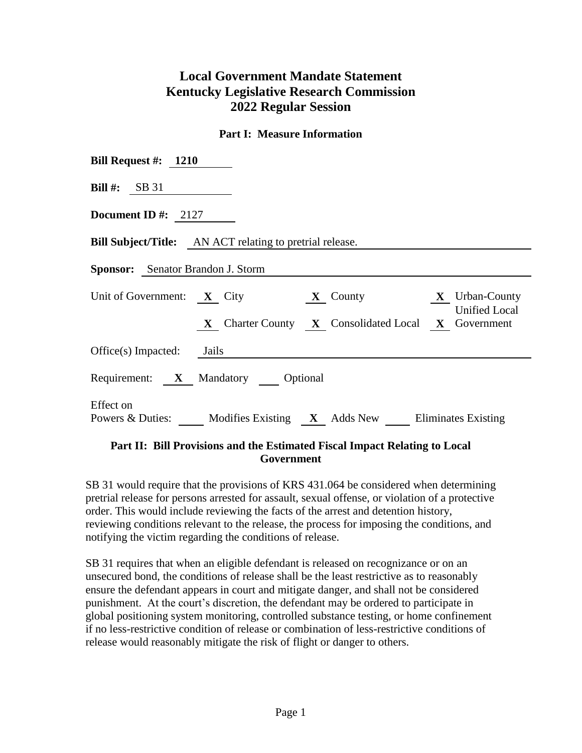# Local Government Mandate Statement
# Kentucky Legislative Research Commission
# 2022 Regular Session

## Part I: Measure Information

**Bill Request #:** 1210

**Bill #:** SB 31

**Document ID #:** 2127

**Bill Subject/Title:** AN ACT relating to pretrial release.

**Sponsor:** Senator Brandon J. Storm

Unit of Government: X City   X County   X Urban-County Unified Local Government   X Charter County   X Consolidated Local

Office(s) Impacted: Jails

Requirement: X Mandatory ___ Optional

Effect on Powers & Duties: ___ Modifies Existing   X Adds New   ___ Eliminates Existing

## Part II: Bill Provisions and the Estimated Fiscal Impact Relating to Local Government

SB 31 would require that the provisions of KRS 431.064 be considered when determining pretrial release for persons arrested for assault, sexual offense, or violation of a protective order. This would include reviewing the facts of the arrest and detention history, reviewing conditions relevant to the release, the process for imposing the conditions, and notifying the victim regarding the conditions of release.

SB 31 requires that when an eligible defendant is released on recognizance or on an unsecured bond, the conditions of release shall be the least restrictive as to reasonably ensure the defendant appears in court and mitigate danger, and shall not be considered punishment. At the court's discretion, the defendant may be ordered to participate in global positioning system monitoring, controlled substance testing, or home confinement if no less-restrictive condition of release or combination of less-restrictive conditions of release would reasonably mitigate the risk of flight or danger to others.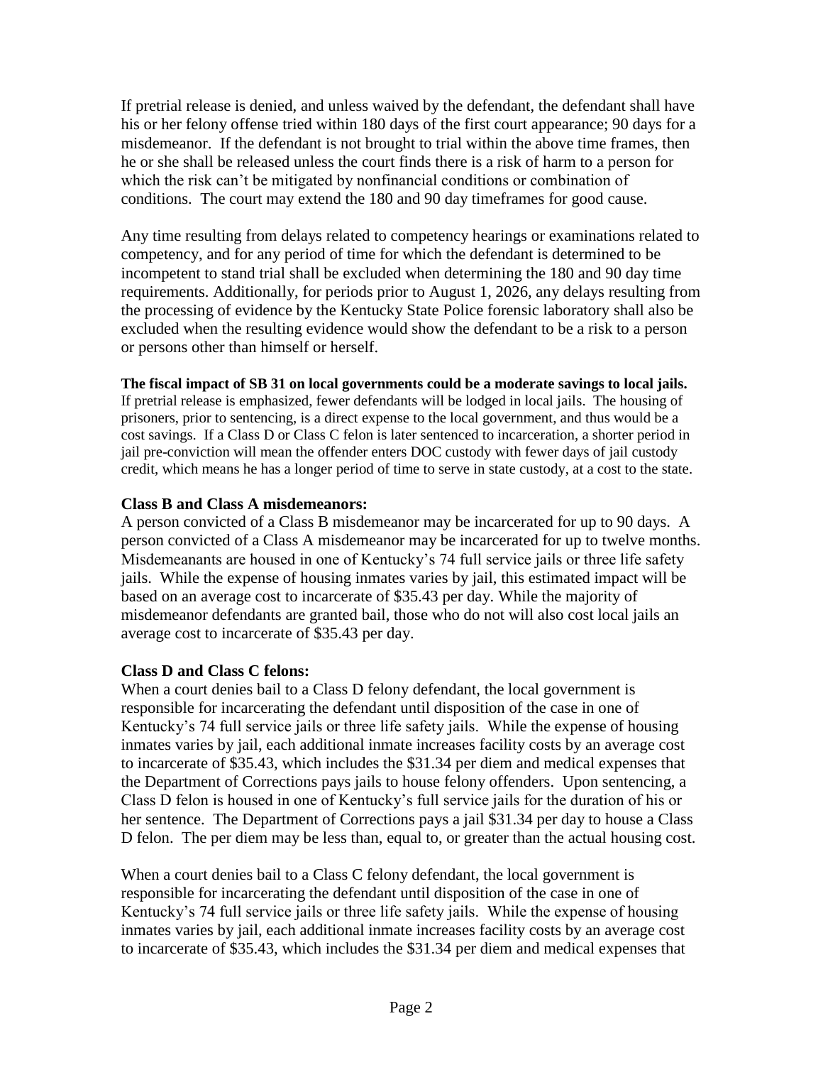If pretrial release is denied, and unless waived by the defendant, the defendant shall have his or her felony offense tried within 180 days of the first court appearance; 90 days for a misdemeanor. If the defendant is not brought to trial within the above time frames, then he or she shall be released unless the court finds there is a risk of harm to a person for which the risk can't be mitigated by nonfinancial conditions or combination of conditions. The court may extend the 180 and 90 day timeframes for good cause.

Any time resulting from delays related to competency hearings or examinations related to competency, and for any period of time for which the defendant is determined to be incompetent to stand trial shall be excluded when determining the 180 and 90 day time requirements. Additionally, for periods prior to August 1, 2026, any delays resulting from the processing of evidence by the Kentucky State Police forensic laboratory shall also be excluded when the resulting evidence would show the defendant to be a risk to a person or persons other than himself or herself.

**The fiscal impact of SB 31 on local governments could be a moderate savings to local jails.** If pretrial release is emphasized, fewer defendants will be lodged in local jails. The housing of prisoners, prior to sentencing, is a direct expense to the local government, and thus would be a cost savings. If a Class D or Class C felon is later sentenced to incarceration, a shorter period in jail pre-conviction will mean the offender enters DOC custody with fewer days of jail custody credit, which means he has a longer period of time to serve in state custody, at a cost to the state.

**Class B and Class A misdemeanors:**
A person convicted of a Class B misdemeanor may be incarcerated for up to 90 days. A person convicted of a Class A misdemeanor may be incarcerated for up to twelve months. Misdemeanants are housed in one of Kentucky's 74 full service jails or three life safety jails. While the expense of housing inmates varies by jail, this estimated impact will be based on an average cost to incarcerate of $35.43 per day. While the majority of misdemeanor defendants are granted bail, those who do not will also cost local jails an average cost to incarcerate of $35.43 per day.

**Class D and Class C felons:**
When a court denies bail to a Class D felony defendant, the local government is responsible for incarcerating the defendant until disposition of the case in one of Kentucky's 74 full service jails or three life safety jails. While the expense of housing inmates varies by jail, each additional inmate increases facility costs by an average cost to incarcerate of $35.43, which includes the $31.34 per diem and medical expenses that the Department of Corrections pays jails to house felony offenders. Upon sentencing, a Class D felon is housed in one of Kentucky's full service jails for the duration of his or her sentence. The Department of Corrections pays a jail $31.34 per day to house a Class D felon. The per diem may be less than, equal to, or greater than the actual housing cost.

When a court denies bail to a Class C felony defendant, the local government is responsible for incarcerating the defendant until disposition of the case in one of Kentucky's 74 full service jails or three life safety jails. While the expense of housing inmates varies by jail, each additional inmate increases facility costs by an average cost to incarcerate of $35.43, which includes the $31.34 per diem and medical expenses that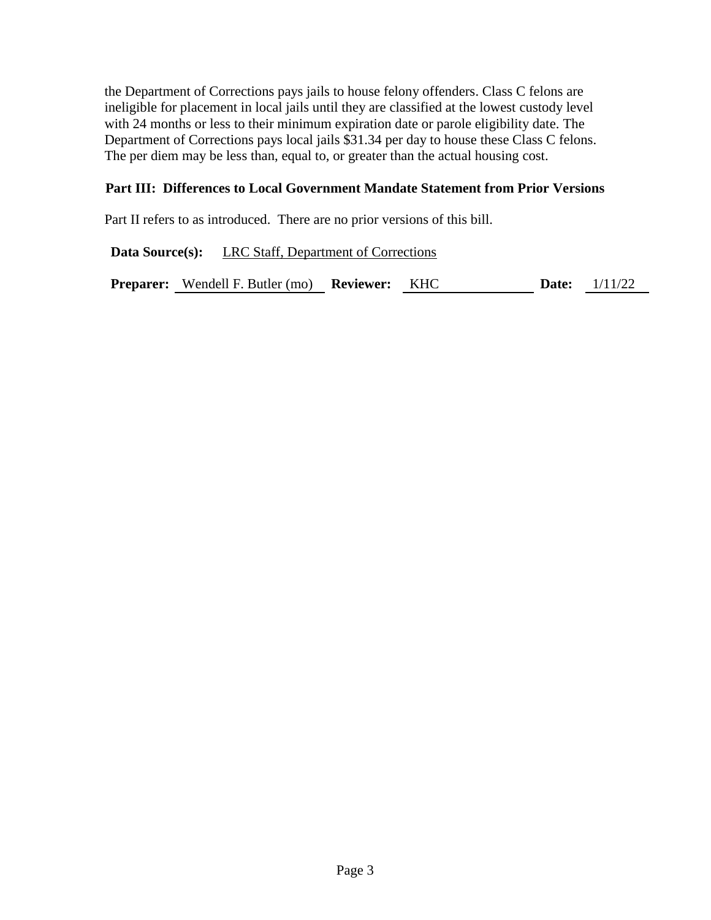the Department of Corrections pays jails to house felony offenders. Class C felons are ineligible for placement in local jails until they are classified at the lowest custody level with 24 months or less to their minimum expiration date or parole eligibility date. The Department of Corrections pays local jails $31.34 per day to house these Class C felons. The per diem may be less than, equal to, or greater than the actual housing cost.

**Part III: Differences to Local Government Mandate Statement from Prior Versions**

Part II refers to as introduced. There are no prior versions of this bill.

**Data Source(s):** LRC Staff, Department of Corrections

**Preparer:** Wendell F. Butler (mo) **Reviewer:** KHC **Date:** 1/11/22